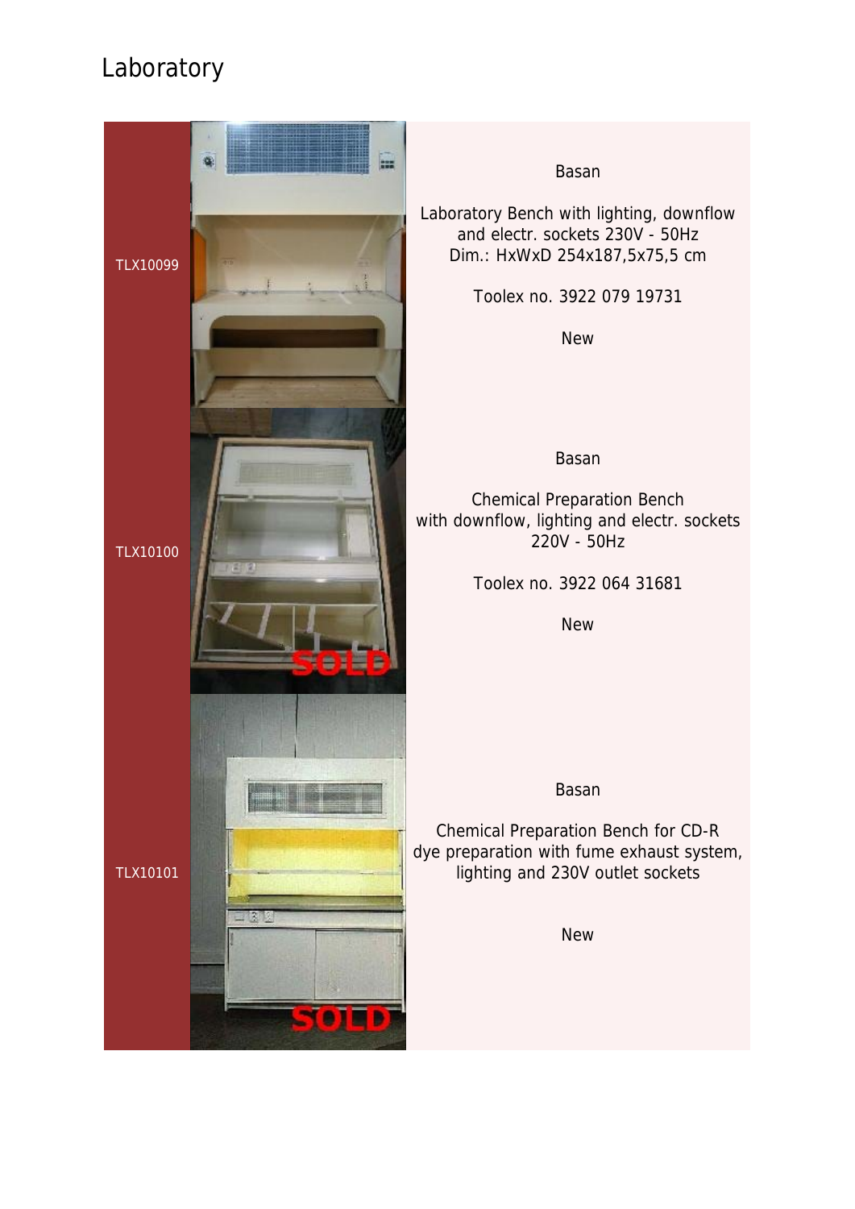# Laboratory

| | |
|---|---|
| TLX10099 | Basan<br><br>Laboratory Bench with lighting, downflow and electr. sockets 230V - 50Hz<br>Dim.: HxWxD 254x187,5x75,5 cm<br><br>Toolex no. 3922 079 19731<br><br>New |
| TLX10100 | Basan<br><br>Chemical Preparation Bench with downflow, lighting and electr. sockets 220V - 50Hz<br><br>Toolex no. 3922 064 31681<br><br>New |
| TLX10101 | Basan<br><br>Chemical Preparation Bench for CD-R dye preparation with fume exhaust system, lighting and 230V outlet sockets<br><br>New |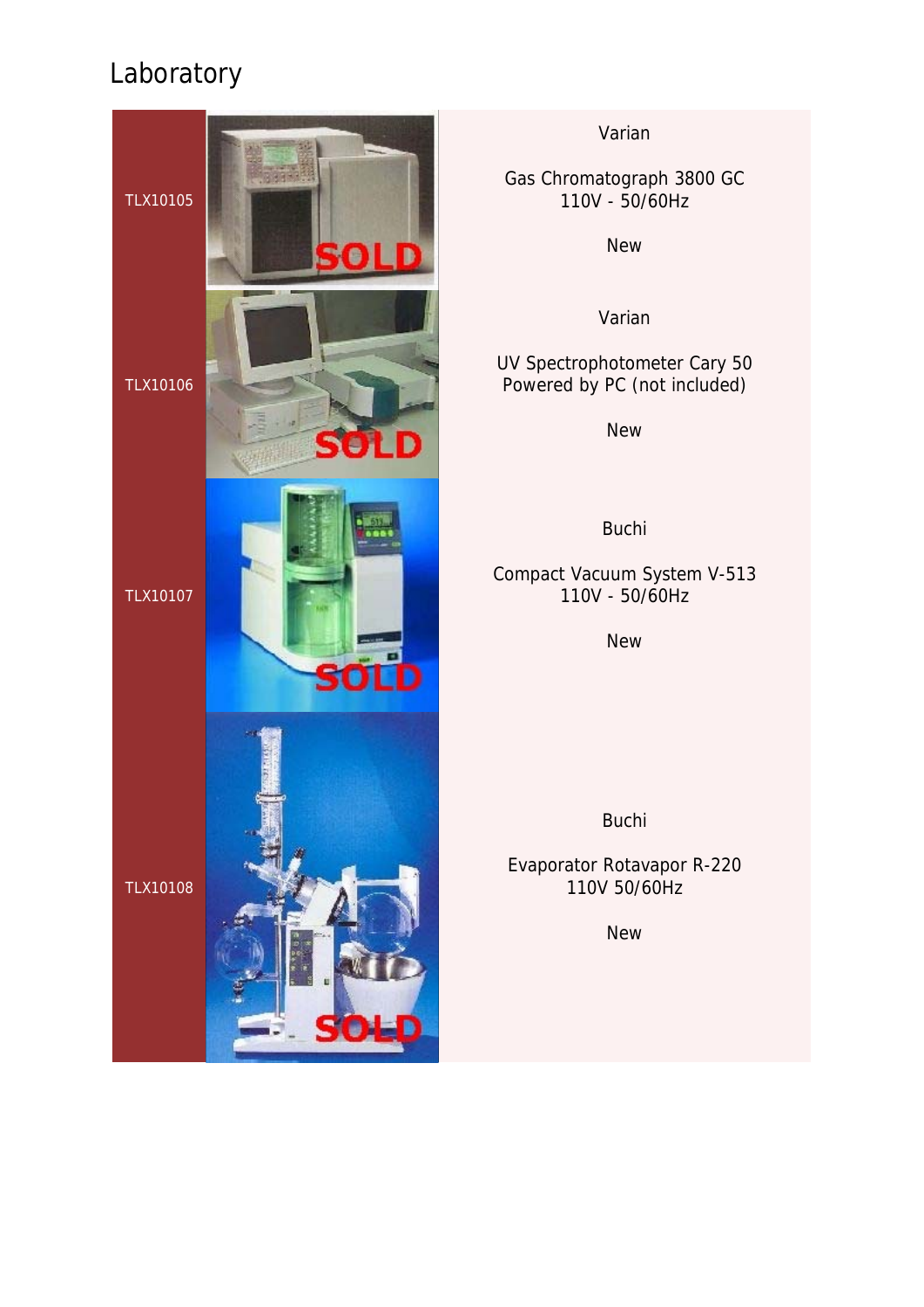# Laboratory

| | |
|---|---|
| TLX10105 | Varian<br><br>Gas Chromatograph 3800 GC<br>110V - 50/60Hz<br><br>New |
| TLX10106 | Varian<br><br>UV Spectrophotometer Cary 50<br>Powered by PC (not included)<br><br>New |
| TLX10107 | Buchi<br><br>Compact Vacuum System V-513<br>110V - 50/60Hz<br><br>New |
| TLX10108 | Buchi<br><br>Evaporator Rotavapor R-220<br>110V 50/60Hz<br><br>New |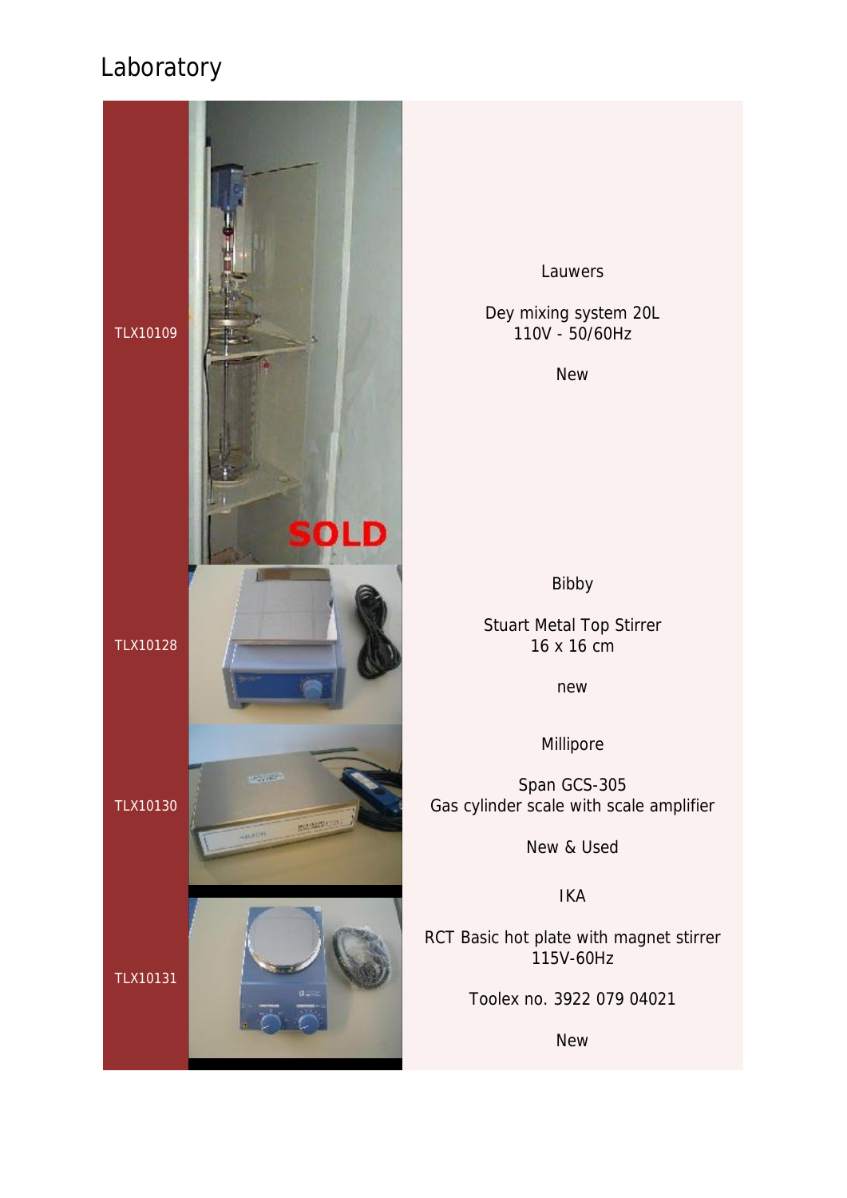# Laboratory

| | |
|---|---|
| TLX10109 | Lauwers<br><br>Dey mixing system 20L<br>110V - 50/60Hz<br><br>New |
| TLX10128 | Bibby<br><br>Stuart Metal Top Stirrer<br>16 x 16 cm<br><br>new |
| TLX10130 | Millipore<br><br>Span GCS-305<br>Gas cylinder scale with scale amplifier<br><br>New & Used |
| TLX10131 | IKA<br><br>RCT Basic hot plate with magnet stirrer<br>115V-60Hz<br><br>Toolex no. 3922 079 04021<br><br>New |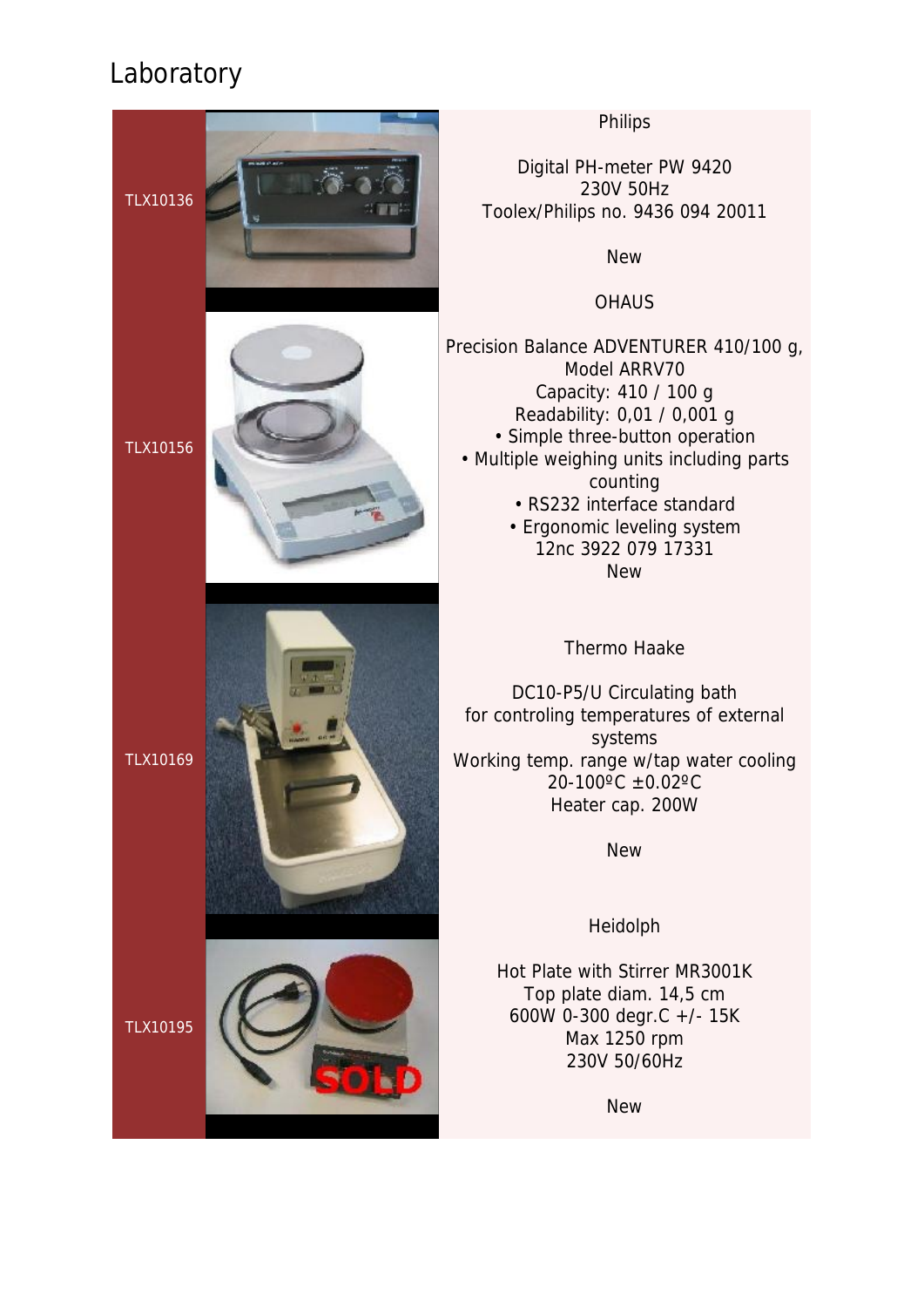# Laboratory

| | |
|---|---|
| TLX10136 | Philips<br><br>Digital PH-meter PW 9420<br>230V 50Hz<br>Toolex/Philips no. 9436 094 20011<br><br>New |
| TLX10156 | OHAUS<br><br>Precision Balance ADVENTURER 410/100 g, Model ARRV70<br>Capacity: 410 / 100 g<br>Readability: 0,01 / 0,001 g<br>• Simple three-button operation<br>• Multiple weighing units including parts counting<br>• RS232 interface standard<br>• Ergonomic leveling system<br>12nc 3922 079 17331<br>New |
| TLX10169 | Thermo Haake<br><br>DC10-P5/U Circulating bath<br>for controling temperatures of external systems<br>Working temp. range w/tap water cooling<br>20-100ºC ±0.02ºC<br>Heater cap. 200W<br><br>New |
| TLX10195 | Heidolph<br><br>Hot Plate with Stirrer MR3001K<br>Top plate diam. 14,5 cm<br>600W 0-300 degr.C +/- 15K<br>Max 1250 rpm<br>230V 50/60Hz<br><br>New |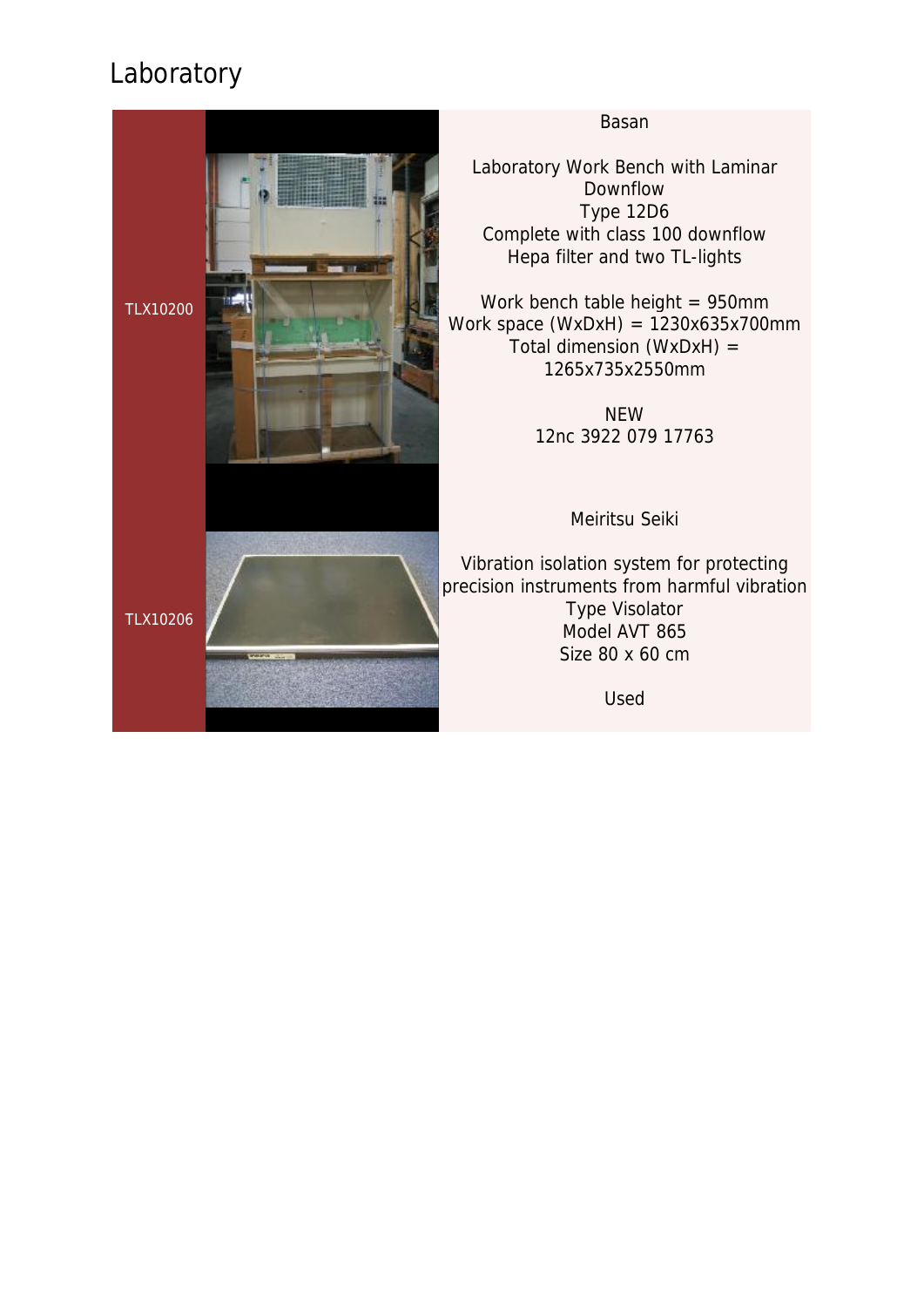# Laboratory

| | | |
|---|---|---|
| TLX10200 | | Basan<br><br>Laboratory Work Bench with Laminar Downflow<br>Type 12D6<br>Complete with class 100 downflow Hepa filter and two TL-lights<br><br>Work bench table height = 950mm<br>Work space (WxDxH) = 1230x635x700mm<br>Total dimension (WxDxH) = 1265x735x2550mm<br><br>NEW<br>12nc 3922 079 17763 |
| TLX10206 | | Meiritsu Seiki<br><br>Vibration isolation system for protecting precision instruments from harmful vibration<br>Type Visolator<br>Model AVT 865<br>Size 80 x 60 cm<br><br>Used |